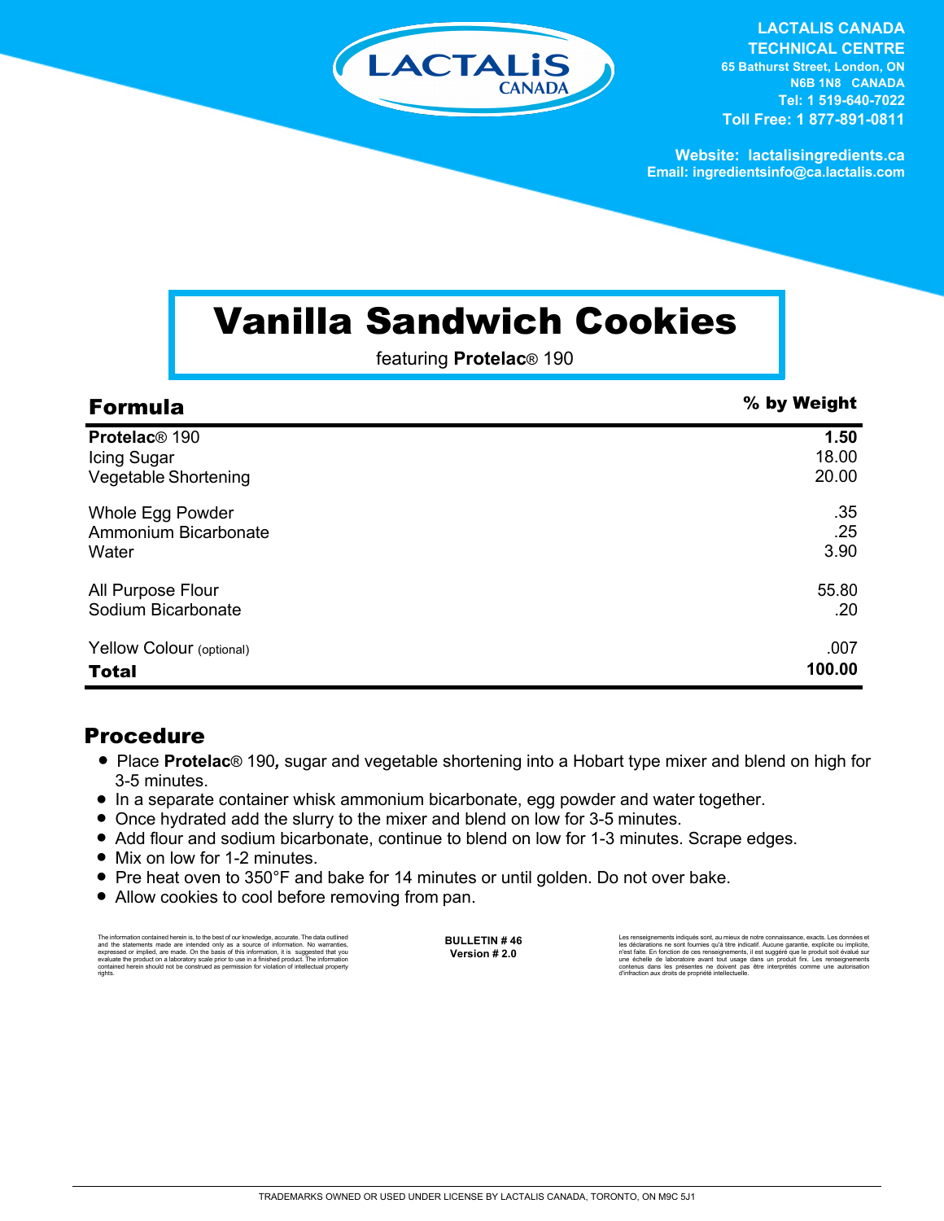LACTALIS CANADA

**LACTALIS CANADA TECHNICAL CENTRE**
**65 Bathurst Street, London, ON**
**N6B 1N8 CANADA**
**Tel: 1 519-640-7022**
**Toll Free: 1 877-891-0811**

**Website: lactalisingredients.ca**
**Email: ingredientsinfo@ca.lactalis.com**

# Vanilla Sandwich Cookies

featuring **Protelac**® 190

| **Formula** | **% by Weight** |
|---|---|
| **Protelac**® 190 | **1.50** |
| Icing Sugar | 18.00 |
| Vegetable Shortening | 20.00 |
| Whole Egg Powder | .35 |
| Ammonium Bicarbonate | .25 |
| Water | 3.90 |
| All Purpose Flour | 55.80 |
| Sodium Bicarbonate | .20 |
| Yellow Colour (optional) | .007 |
| **Total** | **100.00** |

## Procedure

- Place **Protelac**® 190, sugar and vegetable shortening into a Hobart type mixer and blend on high for 3-5 minutes.
- In a separate container whisk ammonium bicarbonate, egg powder and water together.
- Once hydrated add the slurry to the mixer and blend on low for 3-5 minutes.
- Add flour and sodium bicarbonate, continue to blend on low for 1-3 minutes. Scrape edges.
- Mix on low for 1-2 minutes.
- Pre heat oven to 350°F and bake for 14 minutes or until golden. Do not over bake.
- Allow cookies to cool before removing from pan.

The information contained herein is, to the best of our knowledge, accurate. The data outlined and the statements made are intended only as a source of information. No warranties, expressed or implied, are made. On the basis of this information, it is suggested that you evaluate the product on a laboratory scale prior to use in a finished product. The information contained herein should not be construed as permission for violation of intellectual property rights.

**BULLETIN # 46**
**Version # 2.0**

Les renseignements indiqués sont, au mieux de notre connaissance, exacts. Les données et les déclarations ne sont fournies qu'à titre indicatif. Aucune garantie, explicite ou implicite, n'est faite. En fonction de ces renseignements, il est suggéré que le produit soit évalué sur une échelle de laboratoire avant tout usage dans un produit fini. Les renseignements contenus dans les présentes ne doivent pas être interprétés comme une autorisation d'infraction aux droits de propriété intellectuelle.

TRADEMARKS OWNED OR USED UNDER LICENSE BY LACTALIS CANADA, TORONTO, ON M9C 5J1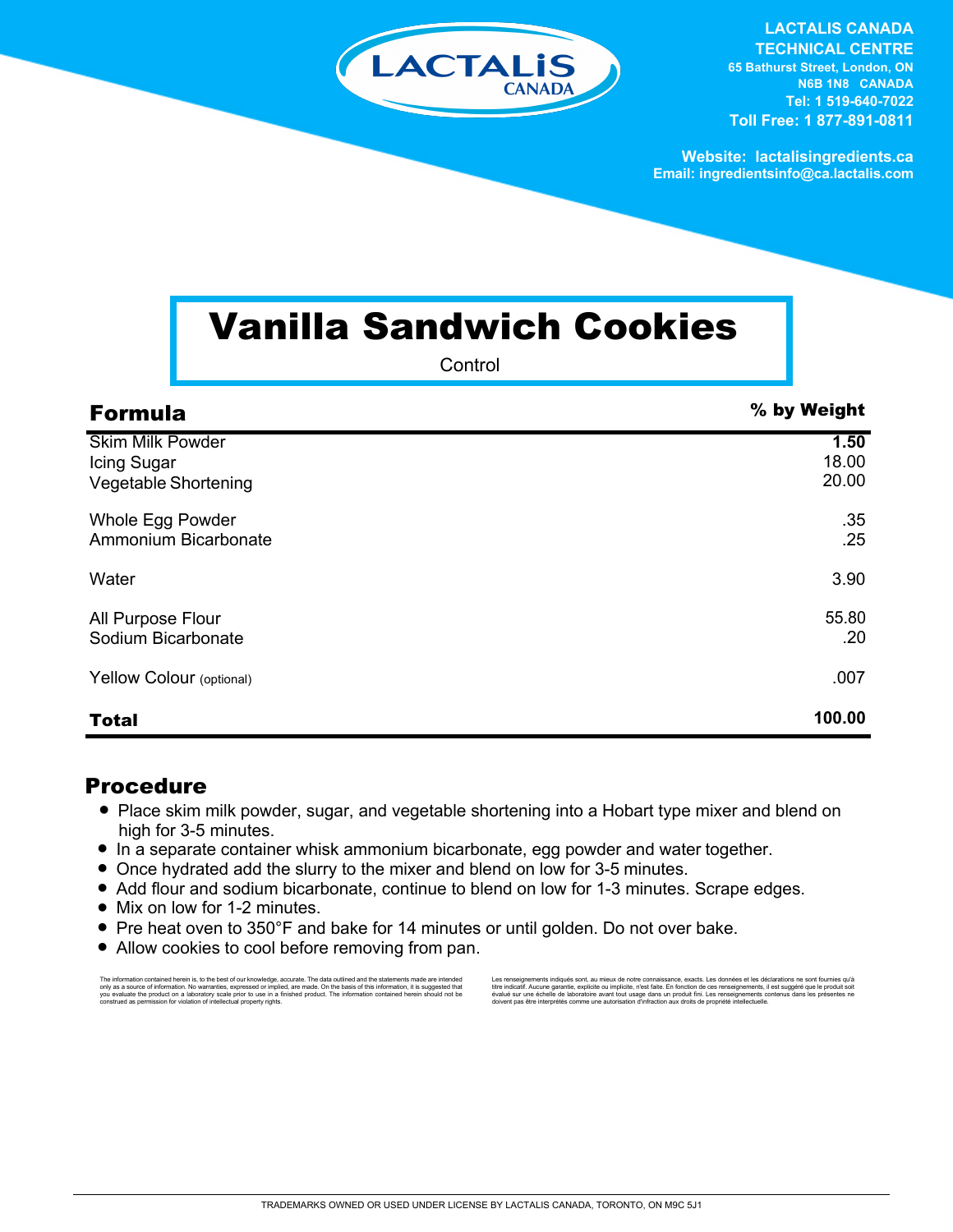LACTALIS CANADA
TECHNICAL CENTRE
65 Bathurst Street, London, ON
N6B 1N8 CANADA
Tel: 1 519-640-7022
Toll Free: 1 877-891-0811

Website: lactalisingredients.ca
Email: ingredientsinfo@ca.lactalis.com

# Vanilla Sandwich Cookies

Control

| Formula | % by Weight |
|---|---|
| Skim Milk Powder | **1.50** |
| Icing Sugar | 18.00 |
| Vegetable Shortening | 20.00 |
| Whole Egg Powder | .35 |
| Ammonium Bicarbonate | .25 |
| Water | 3.90 |
| All Purpose Flour | 55.80 |
| Sodium Bicarbonate | .20 |
| Yellow Colour (optional) | .007 |
| **Total** | **100.00** |

## Procedure

- Place skim milk powder, sugar, and vegetable shortening into a Hobart type mixer and blend on high for 3-5 minutes.
- In a separate container whisk ammonium bicarbonate, egg powder and water together.
- Once hydrated add the slurry to the mixer and blend on low for 3-5 minutes.
- Add flour and sodium bicarbonate, continue to blend on low for 1-3 minutes. Scrape edges.
- Mix on low for 1-2 minutes.
- Pre heat oven to 350°F and bake for 14 minutes or until golden. Do not over bake.
- Allow cookies to cool before removing from pan.

The information contained herein is, to the best of our knowledge, accurate. The data outlined and the statements made are intended only as a source of information. No warranties, expressed or implied, are made. On the basis of this information, it is suggested that you evaluate the product on a laboratory scale prior to use in a finished product. The information contained herein should not be construed as permission for violation of intellectual property rights.

Les renseignements indiqués sont, au mieux de notre connaissance, exacts. Les données et les déclarations ne sont fournies qu'à titre indicatif. Aucune garantie, explicite ou implicite, n'est faite. En fonction de ces renseignements, il est suggéré que le produit soit évalué sur une échelle de laboratoire avant tout usage dans un produit fini. Les renseignements contenus dans les présentes ne doivent pas être interprétés comme une autorisation d'infraction aux droits de propriété intellectuelle.

TRADEMARKS OWNED OR USED UNDER LICENSE BY LACTALIS CANADA, TORONTO, ON M9C 5J1